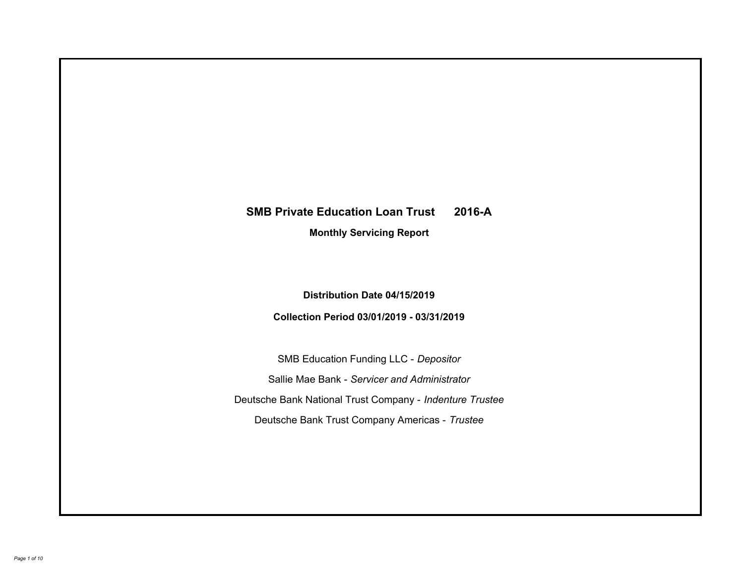# SMB Private Education Loan Trust 2016-A

## Monthly Servicing Report

**Distribution Date 04/15/2019**

**Collection Period 03/01/2019 - 03/31/2019**

SMB Education Funding LLC - *Depositor*

Sallie Mae Bank - *Servicer and Administrator*

Deutsche Bank National Trust Company - *Indenture Trustee*

Deutsche Bank Trust Company Americas - *Trustee*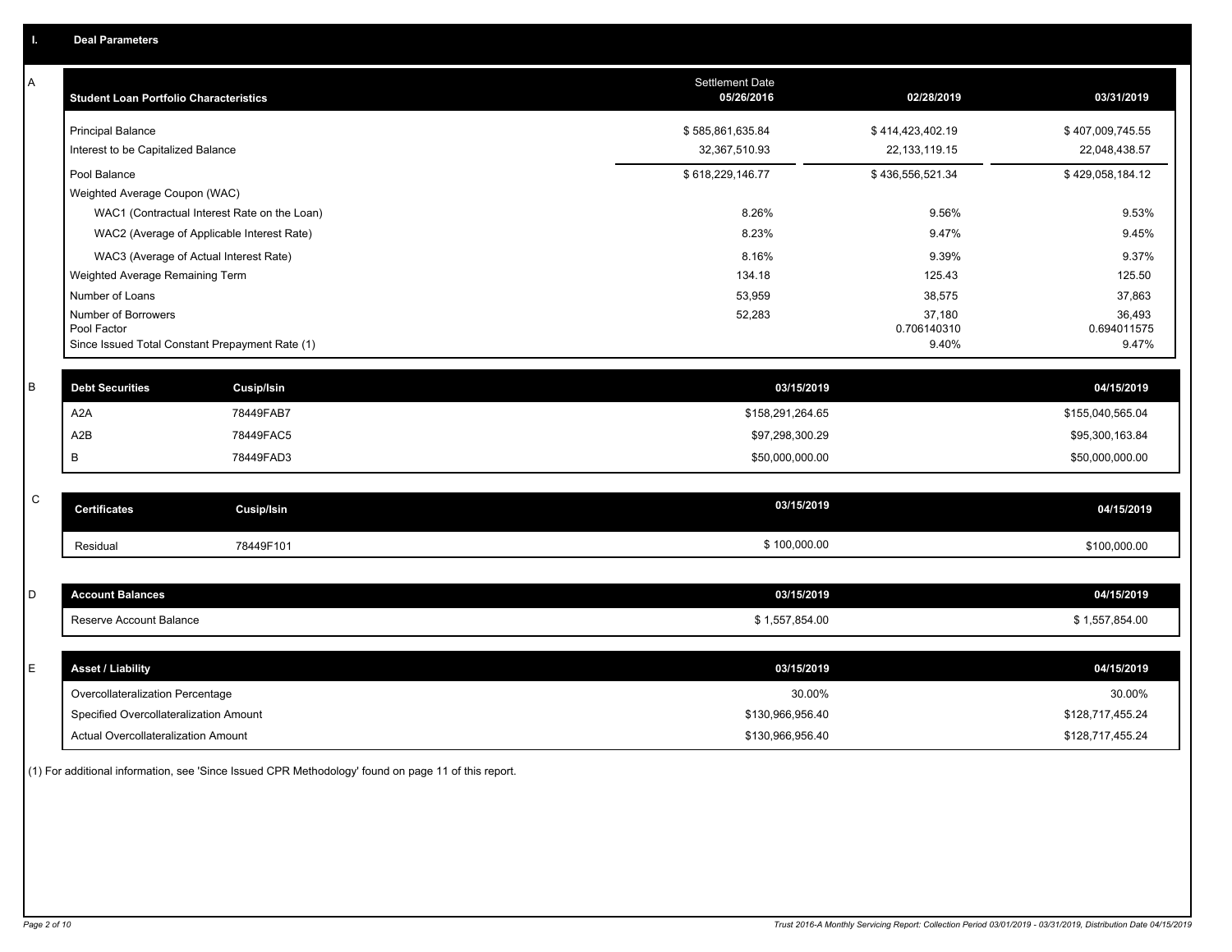## I. Deal Parameters

### A

| Student Loan Portfolio Characteristics | Settlement Date 05/26/2016 | 02/28/2019 | 03/31/2019 |
|---|---|---|---|
| Principal Balance | $ 585,861,635.84 | $ 414,423,402.19 | $ 407,009,745.55 |
| Interest to be Capitalized Balance | 32,367,510.93 | 22,133,119.15 | 22,048,438.57 |
| Pool Balance | $ 618,229,146.77 | $ 436,556,521.34 | $ 429,058,184.12 |
| Weighted Average Coupon (WAC) | | | |
| WAC1 (Contractual Interest Rate on the Loan) | 8.26% | 9.56% | 9.53% |
| WAC2 (Average of Applicable Interest Rate) | 8.23% | 9.47% | 9.45% |
| WAC3 (Average of Actual Interest Rate) | 8.16% | 9.39% | 9.37% |
| Weighted Average Remaining Term | 134.18 | 125.43 | 125.50 |
| Number of Loans | 53,959 | 38,575 | 37,863 |
| Number of Borrowers | 52,283 | 37,180 | 36,493 |
| Pool Factor | | 0.706140310 | 0.694011575 |
| Since Issued Total Constant Prepayment Rate (1) | | 9.40% | 9.47% |

### B

| Debt Securities | Cusip/Isin | 03/15/2019 | 04/15/2019 |
|---|---|---|---|
| A2A | 78449FAB7 | $158,291,264.65 | $155,040,565.04 |
| A2B | 78449FAC5 | $97,298,300.29 | $95,300,163.84 |
| B | 78449FAD3 | $50,000,000.00 | $50,000,000.00 |

### C

| Certificates | Cusip/Isin | 03/15/2019 | 04/15/2019 |
|---|---|---|---|
| Residual | 78449F101 | $ 100,000.00 | $100,000.00 |

### D

| Account Balances | 03/15/2019 | 04/15/2019 |
|---|---|---|
| Reserve Account Balance | $ 1,557,854.00 | $ 1,557,854.00 |

### E

| Asset / Liability | 03/15/2019 | 04/15/2019 |
|---|---|---|
| Overcollateralization Percentage | 30.00% | 30.00% |
| Specified Overcollateralization Amount | $130,966,956.40 | $128,717,455.24 |
| Actual Overcollateralization Amount | $130,966,956.40 | $128,717,455.24 |

(1) For additional information, see 'Since Issued CPR Methodology' found on page 11 of this report.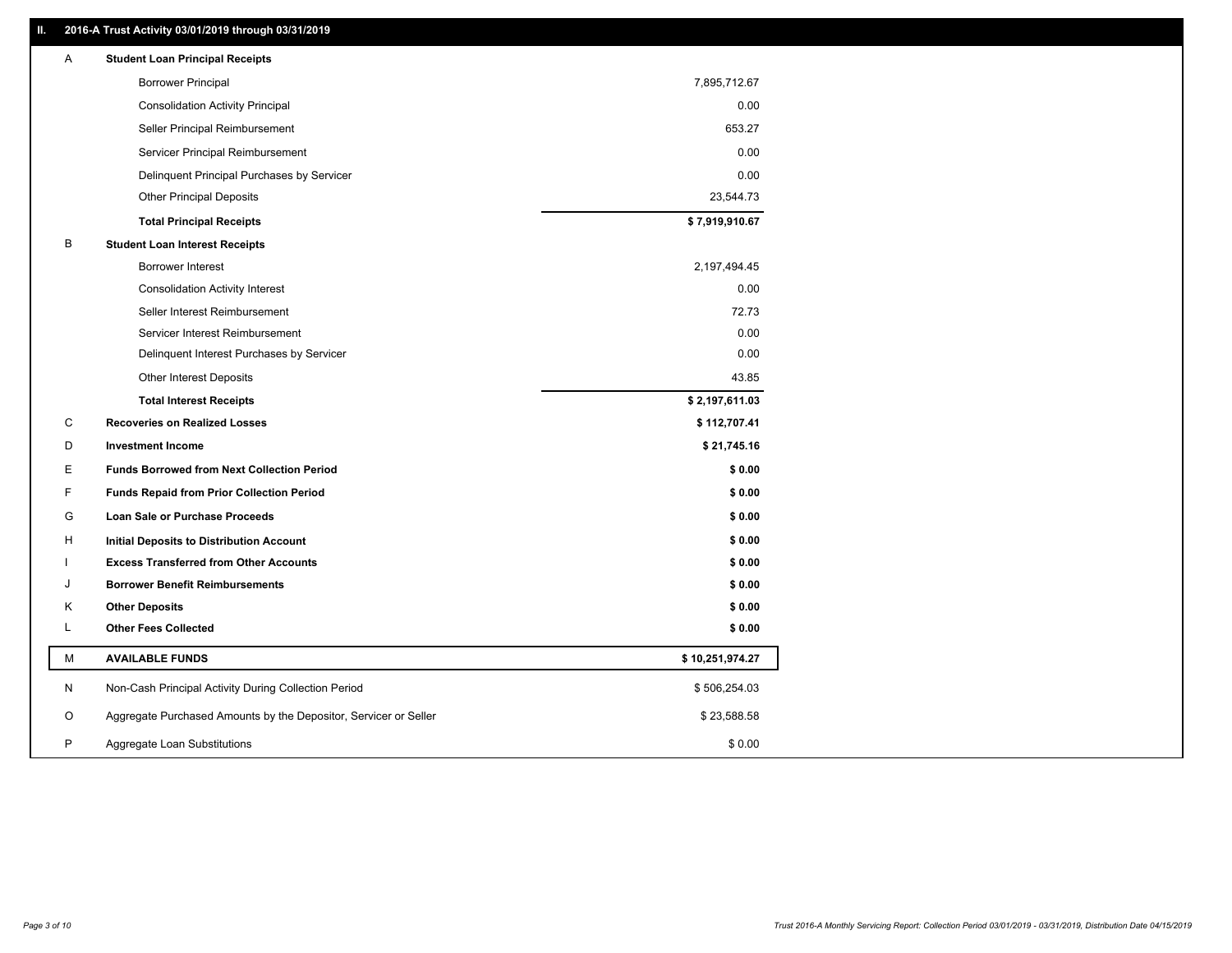## II. 2016-A Trust Activity 03/01/2019 through 03/31/2019

| | | |
|---|---|---|
| A | **Student Loan Principal Receipts** | |
| | Borrower Principal | 7,895,712.67 |
| | Consolidation Activity Principal | 0.00 |
| | Seller Principal Reimbursement | 653.27 |
| | Servicer Principal Reimbursement | 0.00 |
| | Delinquent Principal Purchases by Servicer | 0.00 |
| | Other Principal Deposits | 23,544.73 |
| | **Total Principal Receipts** | **$ 7,919,910.67** |
| B | **Student Loan Interest Receipts** | |
| | Borrower Interest | 2,197,494.45 |
| | Consolidation Activity Interest | 0.00 |
| | Seller Interest Reimbursement | 72.73 |
| | Servicer Interest Reimbursement | 0.00 |
| | Delinquent Interest Purchases by Servicer | 0.00 |
| | Other Interest Deposits | 43.85 |
| | **Total Interest Receipts** | **$ 2,197,611.03** |
| C | **Recoveries on Realized Losses** | **$ 112,707.41** |
| D | **Investment Income** | **$ 21,745.16** |
| E | **Funds Borrowed from Next Collection Period** | **$ 0.00** |
| F | **Funds Repaid from Prior Collection Period** | **$ 0.00** |
| G | **Loan Sale or Purchase Proceeds** | **$ 0.00** |
| H | **Initial Deposits to Distribution Account** | **$ 0.00** |
| I | **Excess Transferred from Other Accounts** | **$ 0.00** |
| J | **Borrower Benefit Reimbursements** | **$ 0.00** |
| K | **Other Deposits** | **$ 0.00** |
| L | **Other Fees Collected** | **$ 0.00** |
| M | **AVAILABLE FUNDS** | **$ 10,251,974.27** |
| N | Non-Cash Principal Activity During Collection Period | $ 506,254.03 |
| O | Aggregate Purchased Amounts by the Depositor, Servicer or Seller | $ 23,588.58 |
| P | Aggregate Loan Substitutions | $ 0.00 |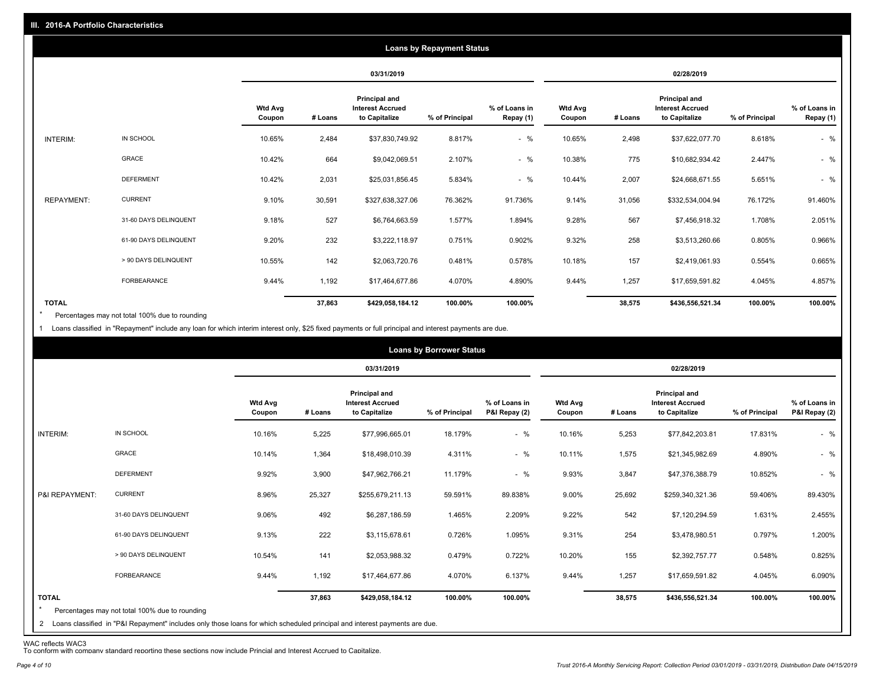## III. 2016-A Portfolio Characteristics

### Loans by Repayment Status

| | | 03/31/2019 | | | | | 02/28/2019 | | | | |
|---|---|---|---|---|---|---|---|---|---|---|---|
| | | Wtd Avg Coupon | # Loans | Principal and Interest Accrued to Capitalize | % of Principal | % of Loans in Repay (1) | Wtd Avg Coupon | # Loans | Principal and Interest Accrued to Capitalize | % of Principal | % of Loans in Repay (1) |
| INTERIM: | IN SCHOOL | 10.65% | 2,484 | $37,830,749.92 | 8.817% | - % | 10.65% | 2,498 | $37,622,077.70 | 8.618% | - % |
| | GRACE | 10.42% | 664 | $9,042,069.51 | 2.107% | - % | 10.38% | 775 | $10,682,934.42 | 2.447% | - % |
| | DEFERMENT | 10.42% | 2,031 | $25,031,856.45 | 5.834% | - % | 10.44% | 2,007 | $24,668,671.55 | 5.651% | - % |
| REPAYMENT: | CURRENT | 9.10% | 30,591 | $327,638,327.06 | 76.362% | 91.736% | 9.14% | 31,056 | $332,534,004.94 | 76.172% | 91.460% |
| | 31-60 DAYS DELINQUENT | 9.18% | 527 | $6,764,663.59 | 1.577% | 1.894% | 9.28% | 567 | $7,456,918.32 | 1.708% | 2.051% |
| | 61-90 DAYS DELINQUENT | 9.20% | 232 | $3,222,118.97 | 0.751% | 0.902% | 9.32% | 258 | $3,513,260.66 | 0.805% | 0.966% |
| | > 90 DAYS DELINQUENT | 10.55% | 142 | $2,063,720.76 | 0.481% | 0.578% | 10.18% | 157 | $2,419,061.93 | 0.554% | 0.665% |
| | FORBEARANCE | 9.44% | 1,192 | $17,464,677.86 | 4.070% | 4.890% | 9.44% | 1,257 | $17,659,591.82 | 4.045% | 4.857% |
| **TOTAL** | | | **37,863** | **$429,058,184.12** | **100.00%** | **100.00%** | | **38,575** | **$436,556,521.34** | **100.00%** | **100.00%** |

\* Percentages may not total 100% due to rounding

1 Loans classified in "Repayment" include any loan for which interim interest only, $25 fixed payments or full principal and interest payments are due.

### Loans by Borrower Status

| | | 03/31/2019 | | | | | 02/28/2019 | | | | |
|---|---|---|---|---|---|---|---|---|---|---|---|
| | | Wtd Avg Coupon | # Loans | Principal and Interest Accrued to Capitalize | % of Principal | % of Loans in P&I Repay (2) | Wtd Avg Coupon | # Loans | Principal and Interest Accrued to Capitalize | % of Principal | % of Loans in P&I Repay (2) |
| INTERIM: | IN SCHOOL | 10.16% | 5,225 | $77,996,665.01 | 18.179% | - % | 10.16% | 5,253 | $77,842,203.81 | 17.831% | - % |
| | GRACE | 10.14% | 1,364 | $18,498,010.39 | 4.311% | - % | 10.11% | 1,575 | $21,345,982.69 | 4.890% | - % |
| | DEFERMENT | 9.92% | 3,900 | $47,962,766.21 | 11.179% | - % | 9.93% | 3,847 | $47,376,388.79 | 10.852% | - % |
| P&I REPAYMENT: | CURRENT | 8.96% | 25,327 | $255,679,211.13 | 59.591% | 89.838% | 9.00% | 25,692 | $259,340,321.36 | 59.406% | 89.430% |
| | 31-60 DAYS DELINQUENT | 9.06% | 492 | $6,287,186.59 | 1.465% | 2.209% | 9.22% | 542 | $7,120,294.59 | 1.631% | 2.455% |
| | 61-90 DAYS DELINQUENT | 9.13% | 222 | $3,115,678.61 | 0.726% | 1.095% | 9.31% | 254 | $3,478,980.51 | 0.797% | 1.200% |
| | > 90 DAYS DELINQUENT | 10.54% | 141 | $2,053,988.32 | 0.479% | 0.722% | 10.20% | 155 | $2,392,757.77 | 0.548% | 0.825% |
| | FORBEARANCE | 9.44% | 1,192 | $17,464,677.86 | 4.070% | 6.137% | 9.44% | 1,257 | $17,659,591.82 | 4.045% | 6.090% |
| **TOTAL** | | | **37,863** | **$429,058,184.12** | **100.00%** | **100.00%** | | **38,575** | **$436,556,521.34** | **100.00%** | **100.00%** |

\* Percentages may not total 100% due to rounding

2 Loans classified in "P&I Repayment" includes only those loans for which scheduled principal and interest payments are due.

WAC reflects WAC3

To conform with company standard reporting these sections now include Princial and Interest Accrued to Capitalize.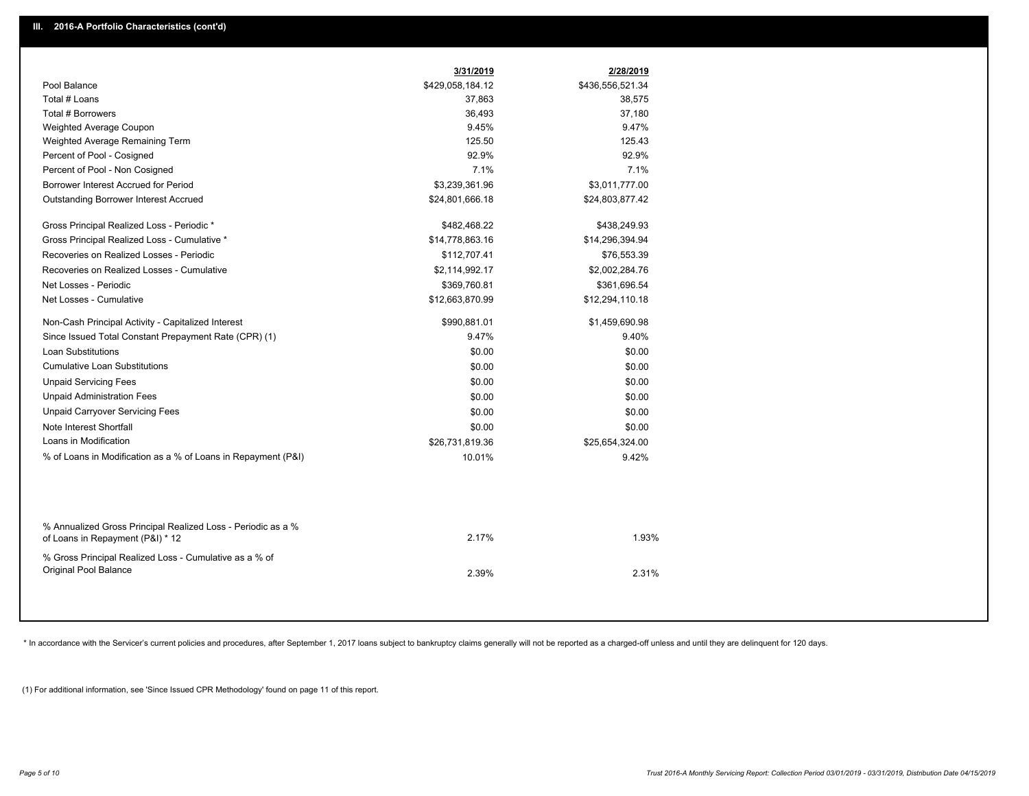## III. 2016-A Portfolio Characteristics (cont'd)

| | 3/31/2019 | 2/28/2019 |
|---|---|---|
| Pool Balance | $429,058,184.12 | $436,556,521.34 |
| Total # Loans | 37,863 | 38,575 |
| Total # Borrowers | 36,493 | 37,180 |
| Weighted Average Coupon | 9.45% | 9.47% |
| Weighted Average Remaining Term | 125.50 | 125.43 |
| Percent of Pool - Cosigned | 92.9% | 92.9% |
| Percent of Pool - Non Cosigned | 7.1% | 7.1% |
| Borrower Interest Accrued for Period | $3,239,361.96 | $3,011,777.00 |
| Outstanding Borrower Interest Accrued | $24,801,666.18 | $24,803,877.42 |
| Gross Principal Realized Loss - Periodic * | $482,468.22 | $438,249.93 |
| Gross Principal Realized Loss - Cumulative * | $14,778,863.16 | $14,296,394.94 |
| Recoveries on Realized Losses - Periodic | $112,707.41 | $76,553.39 |
| Recoveries on Realized Losses - Cumulative | $2,114,992.17 | $2,002,284.76 |
| Net Losses - Periodic | $369,760.81 | $361,696.54 |
| Net Losses - Cumulative | $12,663,870.99 | $12,294,110.18 |
| Non-Cash Principal Activity - Capitalized Interest | $990,881.01 | $1,459,690.98 |
| Since Issued Total Constant Prepayment Rate (CPR) (1) | 9.47% | 9.40% |
| Loan Substitutions | $0.00 | $0.00 |
| Cumulative Loan Substitutions | $0.00 | $0.00 |
| Unpaid Servicing Fees | $0.00 | $0.00 |
| Unpaid Administration Fees | $0.00 | $0.00 |
| Unpaid Carryover Servicing Fees | $0.00 | $0.00 |
| Note Interest Shortfall | $0.00 | $0.00 |
| Loans in Modification | $26,731,819.36 | $25,654,324.00 |
| % of Loans in Modification as a % of Loans in Repayment (P&I) | 10.01% | 9.42% |
| % Annualized Gross Principal Realized Loss - Periodic as a % of Loans in Repayment (P&I) * 12 | 2.17% | 1.93% |
| % Gross Principal Realized Loss - Cumulative as a % of Original Pool Balance | 2.39% | 2.31% |

* In accordance with the Servicer's current policies and procedures, after September 1, 2017 loans subject to bankruptcy claims generally will not be reported as a charged-off unless and until they are delinquent for 120 days.

(1) For additional information, see 'Since Issued CPR Methodology' found on page 11 of this report.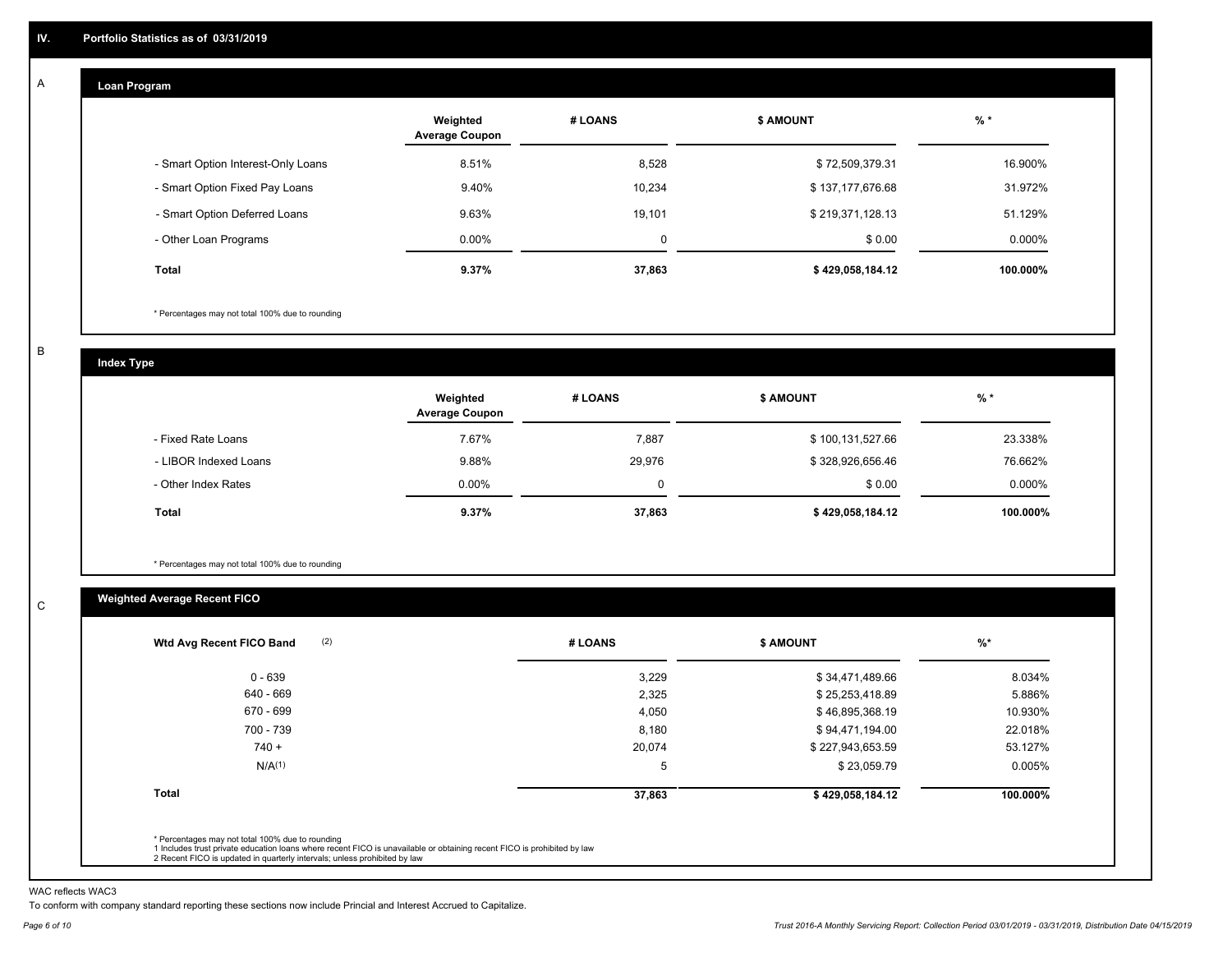## IV. Portfolio Statistics as of 03/31/2019

### A — Loan Program

| | Weighted Average Coupon | # LOANS | $ AMOUNT | % * |
|---|---|---|---|---|
| - Smart Option Interest-Only Loans | 8.51% | 8,528 | $ 72,509,379.31 | 16.900% |
| - Smart Option Fixed Pay Loans | 9.40% | 10,234 | $ 137,177,676.68 | 31.972% |
| - Smart Option Deferred Loans | 9.63% | 19,101 | $ 219,371,128.13 | 51.129% |
| - Other Loan Programs | 0.00% | 0 | $ 0.00 | 0.000% |
| **Total** | **9.37%** | **37,863** | **$ 429,058,184.12** | **100.000%** |

* Percentages may not total 100% due to rounding

### B — Index Type

| | Weighted Average Coupon | # LOANS | $ AMOUNT | % * |
|---|---|---|---|---|
| - Fixed Rate Loans | 7.67% | 7,887 | $ 100,131,527.66 | 23.338% |
| - LIBOR Indexed Loans | 9.88% | 29,976 | $ 328,926,656.46 | 76.662% |
| - Other Index Rates | 0.00% | 0 | $ 0.00 | 0.000% |
| **Total** | **9.37%** | **37,863** | **$ 429,058,184.12** | **100.000%** |

* Percentages may not total 100% due to rounding

### C — Weighted Average Recent FICO

| Wtd Avg Recent FICO Band (2) | # LOANS | $ AMOUNT | %* |
|---|---|---|---|
| 0 - 639 | 3,229 | $ 34,471,489.66 | 8.034% |
| 640 - 669 | 2,325 | $ 25,253,418.89 | 5.886% |
| 670 - 699 | 4,050 | $ 46,895,368.19 | 10.930% |
| 700 - 739 | 8,180 | $ 94,471,194.00 | 22.018% |
| 740 + | 20,074 | $ 227,943,653.59 | 53.127% |
| N/A(1) | 5 | $ 23,059.79 | 0.005% |
| **Total** | **37,863** | **$ 429,058,184.12** | **100.000%** |

* Percentages may not total 100% due to rounding
1 Includes trust private education loans where recent FICO is unavailable or obtaining recent FICO is prohibited by law
2 Recent FICO is updated in quarterly intervals; unless prohibited by law

WAC reflects WAC3

To conform with company standard reporting these sections now include Princial and Interest Accrued to Capitalize.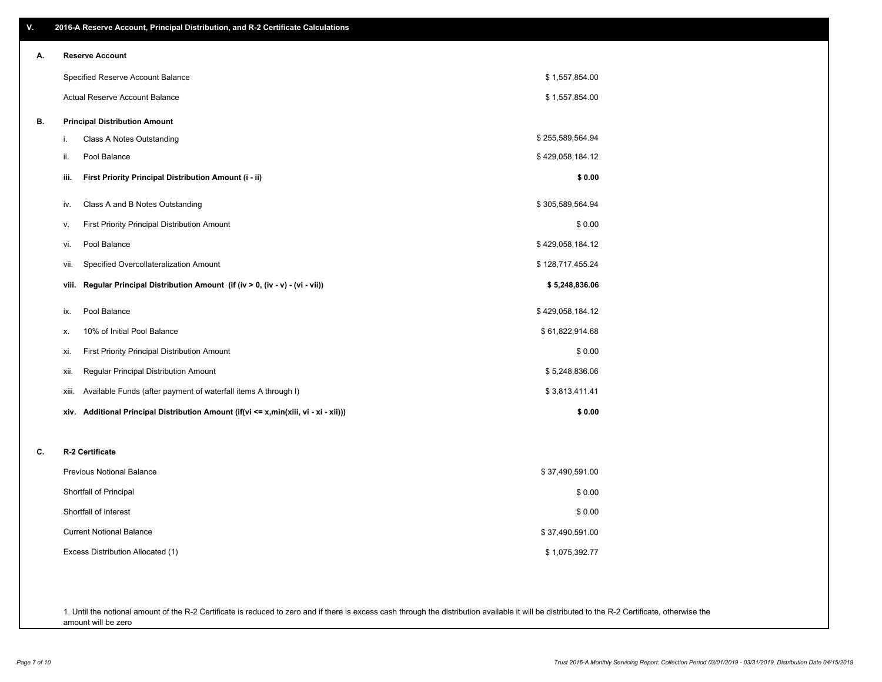## V. 2016-A Reserve Account, Principal Distribution, and R-2 Certificate Calculations

### A. Reserve Account

| | |
|---|---|
| Specified Reserve Account Balance | $ 1,557,854.00 |
| Actual Reserve Account Balance | $ 1,557,854.00 |

### B. Principal Distribution Amount

| | | |
|---|---|---|
| i. | Class A Notes Outstanding | $ 255,589,564.94 |
| ii. | Pool Balance | $ 429,058,184.12 |
| **iii.** | **First Priority Principal Distribution Amount (i - ii)** | **$ 0.00** |
| iv. | Class A and B Notes Outstanding | $ 305,589,564.94 |
| v. | First Priority Principal Distribution Amount | $ 0.00 |
| vi. | Pool Balance | $ 429,058,184.12 |
| vii. | Specified Overcollateralization Amount | $ 128,717,455.24 |
| **viii.** | **Regular Principal Distribution Amount (if (iv > 0, (iv - v) - (vi - vii))** | **$ 5,248,836.06** |
| ix. | Pool Balance | $ 429,058,184.12 |
| x. | 10% of Initial Pool Balance | $ 61,822,914.68 |
| xi. | First Priority Principal Distribution Amount | $ 0.00 |
| xii. | Regular Principal Distribution Amount | $ 5,248,836.06 |
| xiii. | Available Funds (after payment of waterfall items A through I) | $ 3,813,411.41 |
| **xiv.** | **Additional Principal Distribution Amount (if(vi <= x,min(xiii, vi - xi - xii)))** | **$ 0.00** |

### C. R-2 Certificate

| | |
|---|---|
| Previous Notional Balance | $ 37,490,591.00 |
| Shortfall of Principal | $ 0.00 |
| Shortfall of Interest | $ 0.00 |
| Current Notional Balance | $ 37,490,591.00 |
| Excess Distribution Allocated (1) | $ 1,075,392.77 |

1. Until the notional amount of the R-2 Certificate is reduced to zero and if there is excess cash through the distribution available it will be distributed to the R-2 Certificate, otherwise the amount will be zero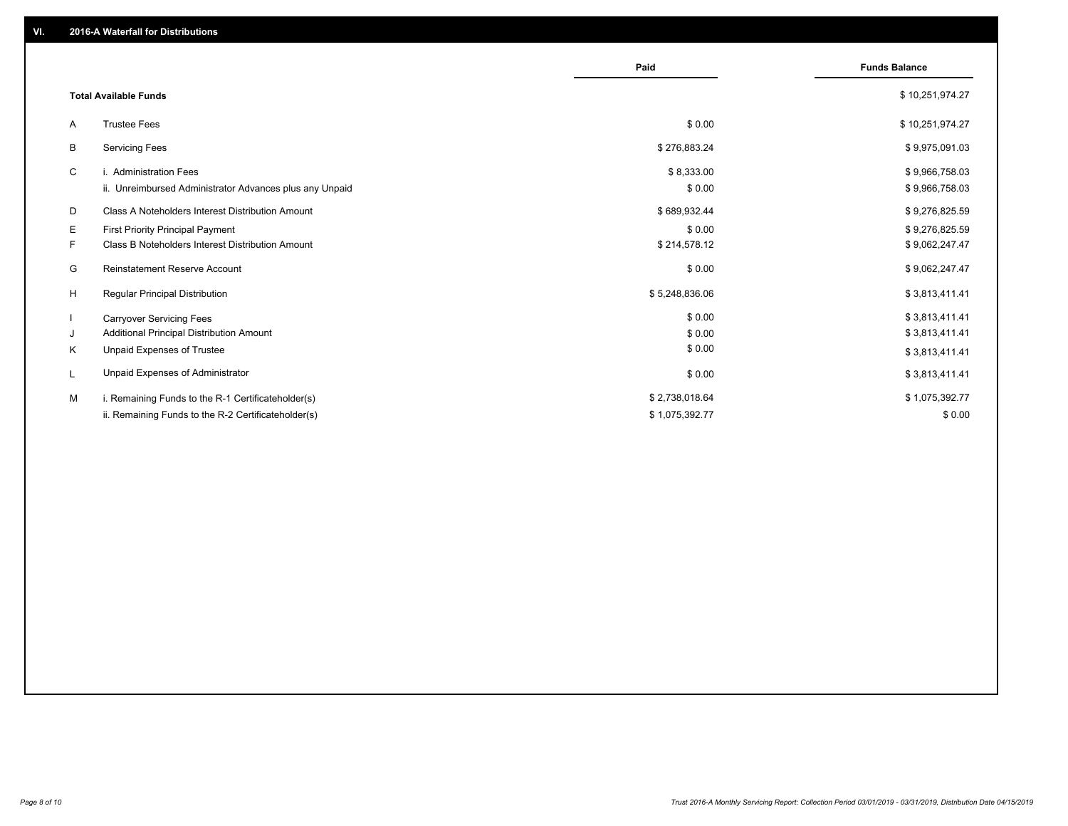## VI. 2016-A Waterfall for Distributions

| | | Paid | Funds Balance |
|---|---|---|---|
| | **Total Available Funds** | | $ 10,251,974.27 |
| A | Trustee Fees | $ 0.00 | $ 10,251,974.27 |
| B | Servicing Fees | $ 276,883.24 | $ 9,975,091.03 |
| C | i. Administration Fees | $ 8,333.00 | $ 9,966,758.03 |
| | ii. Unreimbursed Administrator Advances plus any Unpaid | $ 0.00 | $ 9,966,758.03 |
| D | Class A Noteholders Interest Distribution Amount | $ 689,932.44 | $ 9,276,825.59 |
| E | First Priority Principal Payment | $ 0.00 | $ 9,276,825.59 |
| F | Class B Noteholders Interest Distribution Amount | $ 214,578.12 | $ 9,062,247.47 |
| G | Reinstatement Reserve Account | $ 0.00 | $ 9,062,247.47 |
| H | Regular Principal Distribution | $ 5,248,836.06 | $ 3,813,411.41 |
| I | Carryover Servicing Fees | $ 0.00 | $ 3,813,411.41 |
| J | Additional Principal Distribution Amount | $ 0.00 | $ 3,813,411.41 |
| K | Unpaid Expenses of Trustee | $ 0.00 | $ 3,813,411.41 |
| L | Unpaid Expenses of Administrator | $ 0.00 | $ 3,813,411.41 |
| M | i. Remaining Funds to the R-1 Certificateholder(s) | $ 2,738,018.64 | $ 1,075,392.77 |
| | ii. Remaining Funds to the R-2 Certificateholder(s) | $ 1,075,392.77 | $ 0.00 |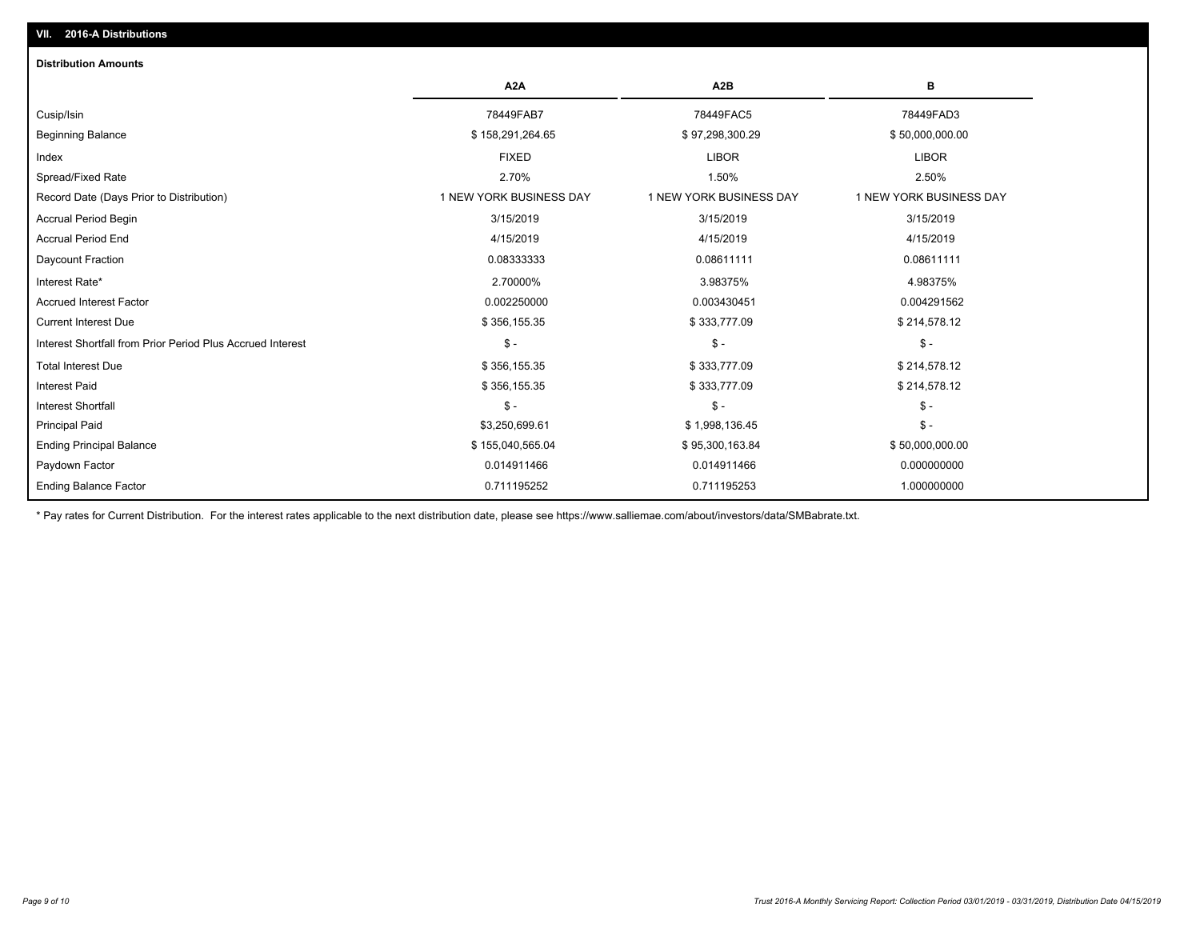## VII. 2016-A Distributions

### Distribution Amounts

| | A2A | A2B | B |
|---|---|---|---|
| Cusip/Isin | 78449FAB7 | 78449FAC5 | 78449FAD3 |
| Beginning Balance | $ 158,291,264.65 | $ 97,298,300.29 | $ 50,000,000.00 |
| Index | FIXED | LIBOR | LIBOR |
| Spread/Fixed Rate | 2.70% | 1.50% | 2.50% |
| Record Date (Days Prior to Distribution) | 1 NEW YORK BUSINESS DAY | 1 NEW YORK BUSINESS DAY | 1 NEW YORK BUSINESS DAY |
| Accrual Period Begin | 3/15/2019 | 3/15/2019 | 3/15/2019 |
| Accrual Period End | 4/15/2019 | 4/15/2019 | 4/15/2019 |
| Daycount Fraction | 0.08333333 | 0.08611111 | 0.08611111 |
| Interest Rate* | 2.70000% | 3.98375% | 4.98375% |
| Accrued Interest Factor | 0.002250000 | 0.003430451 | 0.004291562 |
| Current Interest Due | $ 356,155.35 | $ 333,777.09 | $ 214,578.12 |
| Interest Shortfall from Prior Period Plus Accrued Interest | $ - | $ - | $ - |
| Total Interest Due | $ 356,155.35 | $ 333,777.09 | $ 214,578.12 |
| Interest Paid | $ 356,155.35 | $ 333,777.09 | $ 214,578.12 |
| Interest Shortfall | $ - | $ - | $ - |
| Principal Paid | $3,250,699.61 | $ 1,998,136.45 | $ - |
| Ending Principal Balance | $ 155,040,565.04 | $ 95,300,163.84 | $ 50,000,000.00 |
| Paydown Factor | 0.014911466 | 0.014911466 | 0.000000000 |
| Ending Balance Factor | 0.711195252 | 0.711195253 | 1.000000000 |

* Pay rates for Current Distribution. For the interest rates applicable to the next distribution date, please see https://www.salliemae.com/about/investors/data/SMBabrate.txt.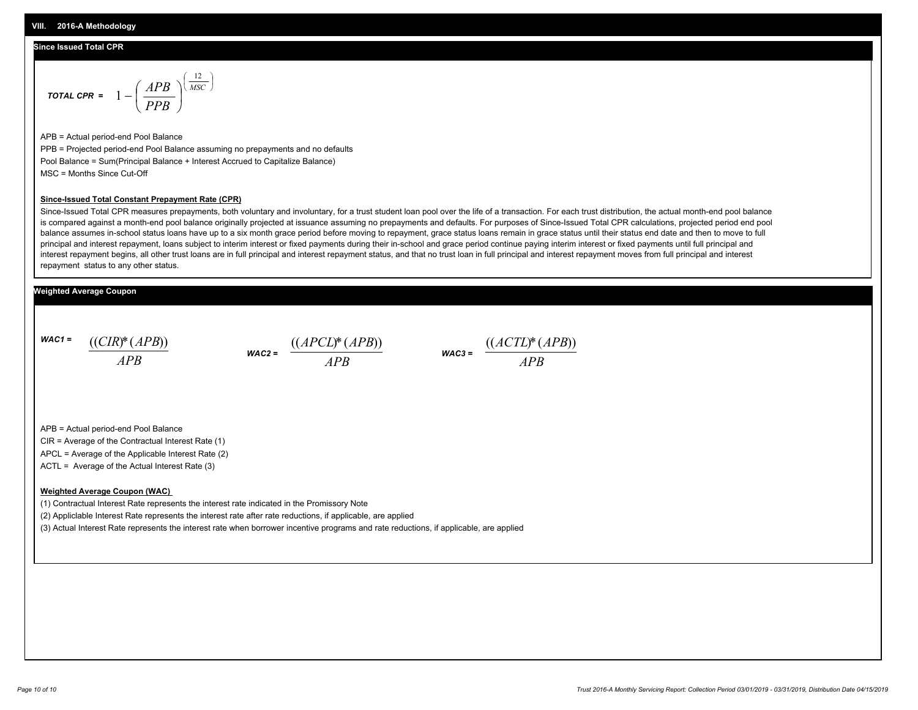## VIII. 2016-A Methodology

### Since Issued Total CPR

$$\textbf{TOTAL CPR} = 1 - \left(\frac{APB}{PPB}\right)^{\left(\frac{12}{MSC}\right)}$$

APB = Actual period-end Pool Balance

PPB = Projected period-end Pool Balance assuming no prepayments and no defaults

Pool Balance = Sum(Principal Balance + Interest Accrued to Capitalize Balance)

MSC = Months Since Cut-Off

**Since-Issued Total Constant Prepayment Rate (CPR)**

Since-Issued Total CPR measures prepayments, both voluntary and involuntary, for a trust student loan pool over the life of a transaction. For each trust distribution, the actual month-end pool balance is compared against a month-end pool balance originally projected at issuance assuming no prepayments and defaults. For purposes of Since-Issued Total CPR calculations, projected period end pool balance assumes in-school status loans have up to a six month grace period before moving to repayment, grace status loans remain in grace status until their status end date and then to move to full principal and interest repayment, loans subject to interim interest or fixed payments during their in-school and grace period continue paying interim interest or fixed payments until full principal and interest repayment begins, all other trust loans are in full principal and interest repayment status, and that no trust loan in full principal and interest repayment moves from full principal and interest repayment status to any other status.

### Weighted Average Coupon

$$\textbf{WAC1} = \frac{((CIR)*(APB))}{APB} \qquad \textbf{WAC2} = \frac{((APCL)*(APB))}{APB} \qquad \textbf{WAC3} = \frac{((ACTL)*(APB))}{APB}$$

APB = Actual period-end Pool Balance

CIR = Average of the Contractual Interest Rate (1)

APCL = Average of the Applicable Interest Rate (2)

ACTL = Average of the Actual Interest Rate (3)

**Weighted Average Coupon (WAC)**

(1) Contractual Interest Rate represents the interest rate indicated in the Promissory Note

(2) Appliclable Interest Rate represents the interest rate after rate reductions, if applicable, are applied

(3) Actual Interest Rate represents the interest rate when borrower incentive programs and rate reductions, if applicable, are applied